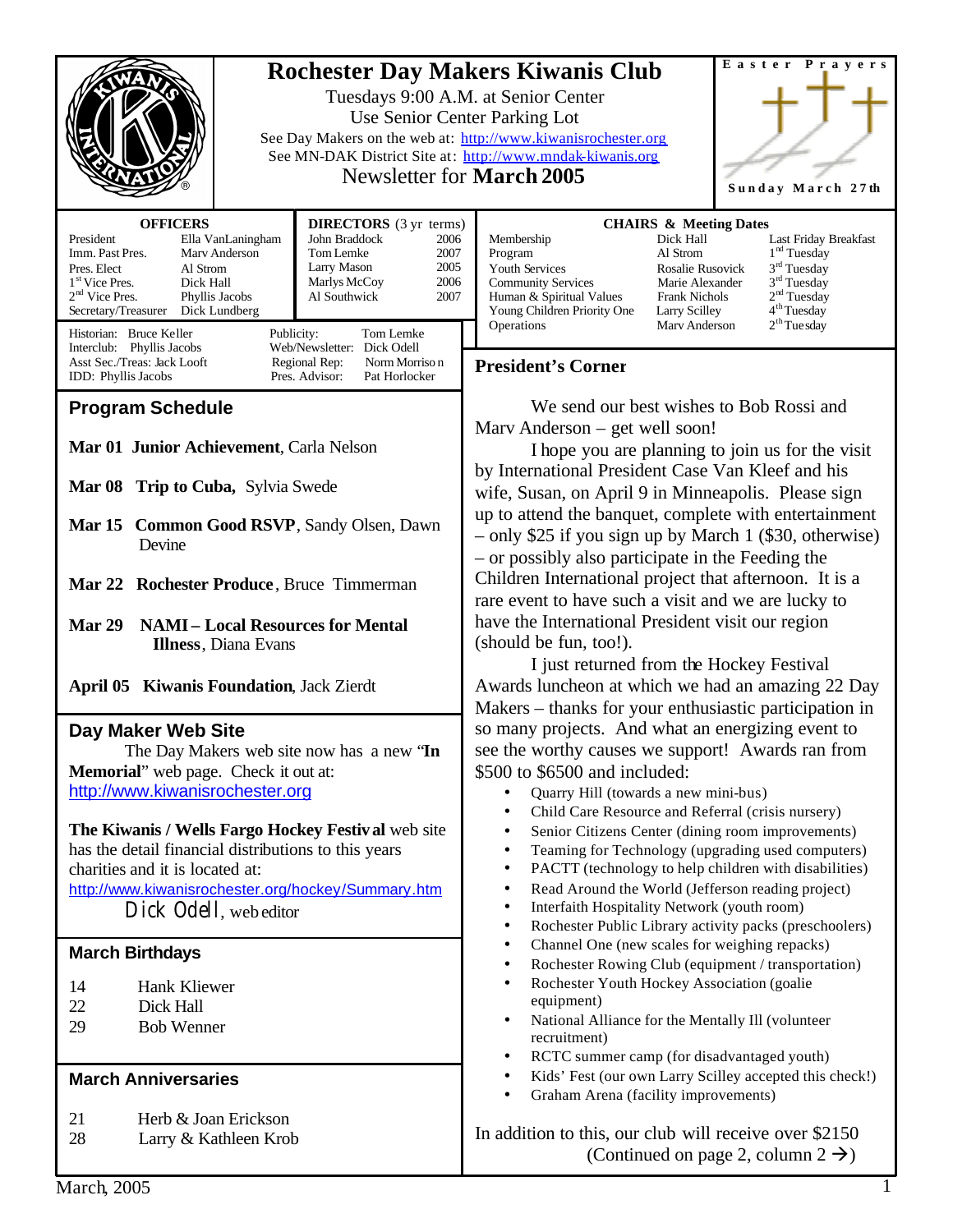# Rochester Day Makers Kiwanis Club

Tuesdays 9:00 A.M. at Senior Center
Use Senior Center Parking Lot
See Day Makers on the web at: http://www.kiwanisrochester.org
See MN-DAK District Site at: http://www.mndak-kiwanis.org
Newsletter for **March 2005**

Easter Prayers
Sunday March 27th

| **OFFICERS** | |
|---|---|
| President | Ella VanLaningham |
| Imm. Past Pres. | Marv Anderson |
| Pres. Elect | Al Strom |
| 1st Vice Pres. | Dick Hall |
| 2nd Vice Pres. | Phyllis Jacobs |
| Secretary/Treasurer | Dick Lundberg |

| **DIRECTORS** (3 yr terms) | |
|---|---|
| John Braddock | 2006 |
| Tom Lemke | 2007 |
| Larry Mason | 2005 |
| Marlys McCoy | 2006 |
| Al Southwick | 2007 |

| **CHAIRS & Meeting Dates** | | |
|---|---|---|
| Membership | Dick Hall | Last Friday Breakfast |
| Program | Al Strom | 1st Tuesday |
| Youth Services | Rosalie Rusovick | 3rd Tuesday |
| Community Services | Marie Alexander | 3rd Tuesday |
| Human & Spiritual Values | Frank Nichols | 2nd Tuesday |
| Young Children Priority One | Larry Scilley | 4th Tuesday |
| Operations | Marv Anderson | 2th Tuesday |

Historian: Bruce Keller
Interclub: Phyllis Jacobs
Asst Sec./Treas: Jack Looft
IDD: Phyllis Jacobs
Publicity: Tom Lemke
Web/Newsletter: Dick Odell
Regional Rep: Norm Morrison
Pres. Advisor: Pat Horlocker

## Program Schedule

**Mar 01 Junior Achievement**, Carla Nelson

**Mar 08 Trip to Cuba,** Sylvia Swede

**Mar 15 Common Good RSVP**, Sandy Olsen, Dawn Devine

**Mar 22 Rochester Produce**, Bruce Timmerman

**Mar 29 NAMI – Local Resources for Mental Illness**, Diana Evans

**April 05 Kiwanis Foundation**, Jack Zierdt

## Day Maker Web Site

The Day Makers web site now has a new "**In Memorial**" web page. Check it out at: http://www.kiwanisrochester.org

**The Kiwanis / Wells Fargo Hockey Festival** web site has the detail financial distributions to this years charities and it is located at: http://www.kiwanisrochester.org/hockey/Summary.htm

Dick Odell, web editor

## March Birthdays

| | |
|---|---|
| 14 | Hank Kliewer |
| 22 | Dick Hall |
| 29 | Bob Wenner |

## March Anniversaries

| | |
|---|---|
| 21 | Herb & Joan Erickson |
| 28 | Larry & Kathleen Krob |

## President's Corner

We send our best wishes to Bob Rossi and Marv Anderson – get well soon!

I hope you are planning to join us for the visit by International President Case Van Kleef and his wife, Susan, on April 9 in Minneapolis. Please sign up to attend the banquet, complete with entertainment – only $25 if you sign up by March 1 ($30, otherwise) – or possibly also participate in the Feeding the Children International project that afternoon. It is a rare event to have such a visit and we are lucky to have the International President visit our region (should be fun, too!).

I just returned from the Hockey Festival Awards luncheon at which we had an amazing 22 Day Makers – thanks for your enthusiastic participation in so many projects. And what an energizing event to see the worthy causes we support! Awards ran from $500 to $6500 and included:

- Quarry Hill (towards a new mini-bus)
- Child Care Resource and Referral (crisis nursery)
- Senior Citizens Center (dining room improvements)
- Teaming for Technology (upgrading used computers)
- PACTT (technology to help children with disabilities)
- Read Around the World (Jefferson reading project)
- Interfaith Hospitality Network (youth room)
- Rochester Public Library activity packs (preschoolers)
- Channel One (new scales for weighing repacks)
- Rochester Rowing Club (equipment / transportation)
- Rochester Youth Hockey Association (goalie equipment)
- National Alliance for the Mentally Ill (volunteer recruitment)
- RCTC summer camp (for disadvantaged youth)
- Kids' Fest (our own Larry Scilley accepted this check!)
- Graham Arena (facility improvements)

In addition to this, our club will receive over $2150 (Continued on page 2, column 2 →)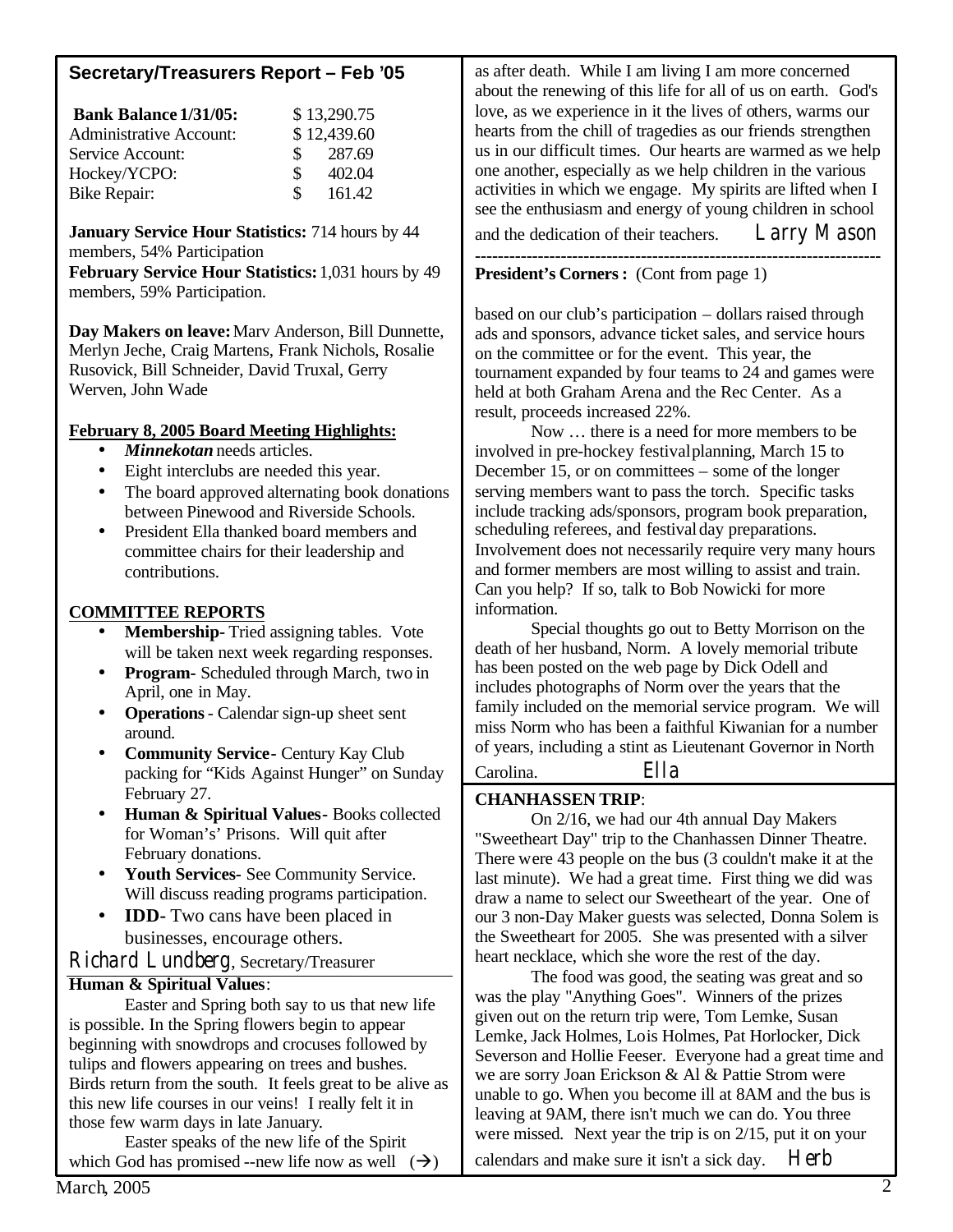## Secretary/Treasurers Report – Feb '05

| | |
|---|---|
| **Bank Balance 1/31/05:** | $ 13,290.75 |
| Administrative Account: | $ 12,439.60 |
| Service Account: | $ 287.69 |
| Hockey/YCPO: | $ 402.04 |
| Bike Repair: | $ 161.42 |

**January Service Hour Statistics:** 714 hours by 44 members, 54% Participation
**February Service Hour Statistics:** 1,031 hours by 49 members, 59% Participation.

**Day Makers on leave:** Marv Anderson, Bill Dunnette, Merlyn Jeche, Craig Martens, Frank Nichols, Rosalie Rusovick, Bill Schneider, David Truxal, Gerry Werven, John Wade

**February 8, 2005 Board Meeting Highlights:**

- ***Minnekotan*** needs articles.
- Eight interclubs are needed this year.
- The board approved alternating book donations between Pinewood and Riverside Schools.
- President Ella thanked board members and committee chairs for their leadership and contributions.

**COMMITTEE REPORTS**

- **Membership-** Tried assigning tables. Vote will be taken next week regarding responses.
- **Program-** Scheduled through March, two in April, one in May.
- **Operations** - Calendar sign-up sheet sent around.
- **Community Service-** Century Kay Club packing for "Kids Against Hunger" on Sunday February 27.
- **Human & Spiritual Values-** Books collected for Woman's' Prisons. Will quit after February donations.
- **Youth Services-** See Community Service. Will discuss reading programs participation.
- **IDD-** Two cans have been placed in businesses, encourage others.

Richard Lundberg, Secretary/Treasurer

**Human & Spiritual Values**:

Easter and Spring both say to us that new life is possible. In the Spring flowers begin to appear beginning with snowdrops and crocuses followed by tulips and flowers appearing on trees and bushes. Birds return from the south. It feels great to be alive as this new life courses in our veins! I really felt it in those few warm days in late January.

Easter speaks of the new life of the Spirit which God has promised --new life now as well (→) as after death. While I am living I am more concerned about the renewing of this life for all of us on earth. God's love, as we experience in it the lives of others, warms our hearts from the chill of tragedies as our friends strengthen us in our difficult times. Our hearts are warmed as we help one another, especially as we help children in the various activities in which we engage. My spirits are lifted when I see the enthusiasm and energy of young children in school and the dedication of their teachers. Larry Mason

---

**President's Corners:** (Cont from page 1)

based on our club's participation – dollars raised through ads and sponsors, advance ticket sales, and service hours on the committee or for the event. This year, the tournament expanded by four teams to 24 and games were held at both Graham Arena and the Rec Center. As a result, proceeds increased 22%.

Now … there is a need for more members to be involved in pre-hockey festival planning, March 15 to December 15, or on committees – some of the longer serving members want to pass the torch. Specific tasks include tracking ads/sponsors, program book preparation, scheduling referees, and festival day preparations. Involvement does not necessarily require very many hours and former members are most willing to assist and train. Can you help? If so, talk to Bob Nowicki for more information.

Special thoughts go out to Betty Morrison on the death of her husband, Norm. A lovely memorial tribute has been posted on the web page by Dick Odell and includes photographs of Norm over the years that the family included on the memorial service program. We will miss Norm who has been a faithful Kiwanian for a number of years, including a stint as Lieutenant Governor in North Carolina. Ella

**CHANHASSEN TRIP**:

On 2/16, we had our 4th annual Day Makers "Sweetheart Day" trip to the Chanhassen Dinner Theatre. There were 43 people on the bus (3 couldn't make it at the last minute). We had a great time. First thing we did was draw a name to select our Sweetheart of the year. One of our 3 non-Day Maker guests was selected, Donna Solem is the Sweetheart for 2005. She was presented with a silver heart necklace, which she wore the rest of the day.

The food was good, the seating was great and so was the play "Anything Goes". Winners of the prizes given out on the return trip were, Tom Lemke, Susan Lemke, Jack Holmes, Lois Holmes, Pat Horlocker, Dick Severson and Hollie Feeser. Everyone had a great time and we are sorry Joan Erickson & Al & Pattie Strom were unable to go. When you become ill at 8AM and the bus is leaving at 9AM, there isn't much we can do. You three were missed. Next year the trip is on 2/15, put it on your calendars and make sure it isn't a sick day. Herb